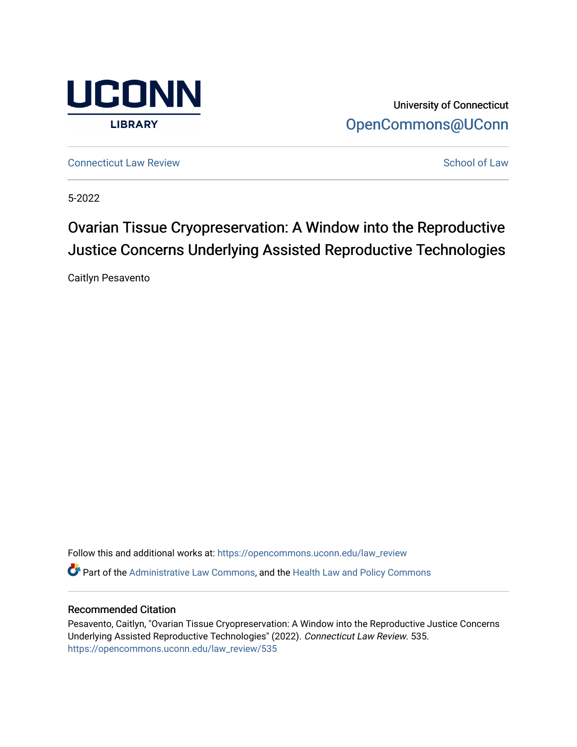University of Connecticut
OpenCommons@UConn

Connecticut Law Review

School of Law

5-2022

# Ovarian Tissue Cryopreservation: A Window into the Reproductive Justice Concerns Underlying Assisted Reproductive Technologies

Caitlyn Pesavento

Follow this and additional works at: https://opencommons.uconn.edu/law_review

Part of the Administrative Law Commons, and the Health Law and Policy Commons

## Recommended Citation

Pesavento, Caitlyn, "Ovarian Tissue Cryopreservation: A Window into the Reproductive Justice Concerns Underlying Assisted Reproductive Technologies" (2022). *Connecticut Law Review*. 535.
https://opencommons.uconn.edu/law_review/535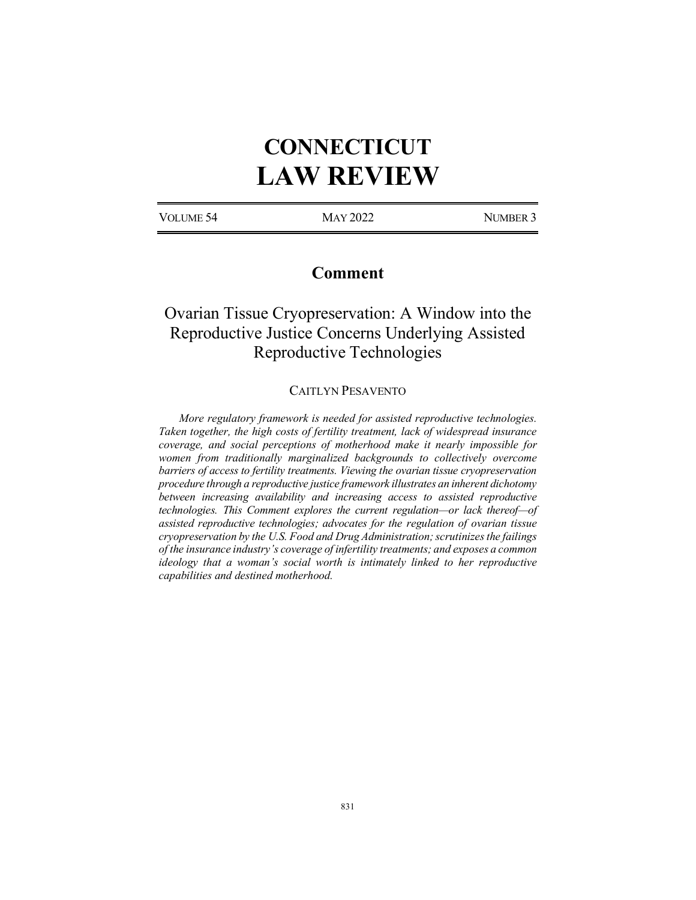# CONNECTICUT LAW REVIEW

VOLUME 54 | MAY 2022 | NUMBER 3

## Comment

# Ovarian Tissue Cryopreservation: A Window into the Reproductive Justice Concerns Underlying Assisted Reproductive Technologies

CAITLYN PESAVENTO

*More regulatory framework is needed for assisted reproductive technologies. Taken together, the high costs of fertility treatment, lack of widespread insurance coverage, and social perceptions of motherhood make it nearly impossible for women from traditionally marginalized backgrounds to collectively overcome barriers of access to fertility treatments. Viewing the ovarian tissue cryopreservation procedure through a reproductive justice framework illustrates an inherent dichotomy between increasing availability and increasing access to assisted reproductive technologies. This Comment explores the current regulation—or lack thereof—of assisted reproductive technologies; advocates for the regulation of ovarian tissue cryopreservation by the U.S. Food and Drug Administration; scrutinizes the failings of the insurance industry's coverage of infertility treatments; and exposes a common ideology that a woman's social worth is intimately linked to her reproductive capabilities and destined motherhood.*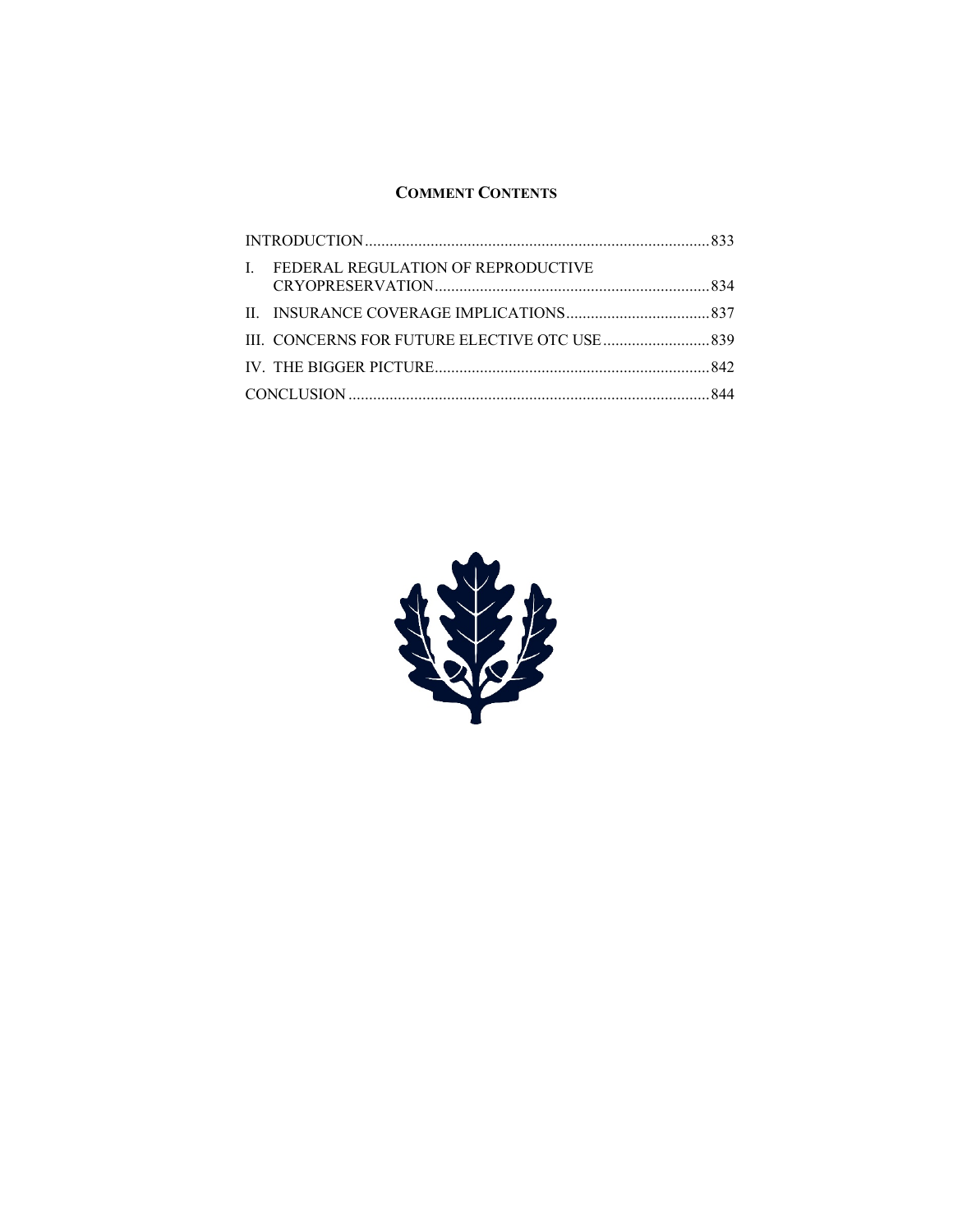## COMMENT CONTENTS

| | |
|---|---|
| INTRODUCTION | 833 |
| I. FEDERAL REGULATION OF REPRODUCTIVE CRYOPRESERVATION | 834 |
| II. INSURANCE COVERAGE IMPLICATIONS | 837 |
| III. CONCERNS FOR FUTURE ELECTIVE OTC USE | 839 |
| IV. THE BIGGER PICTURE | 842 |
| CONCLUSION | 844 |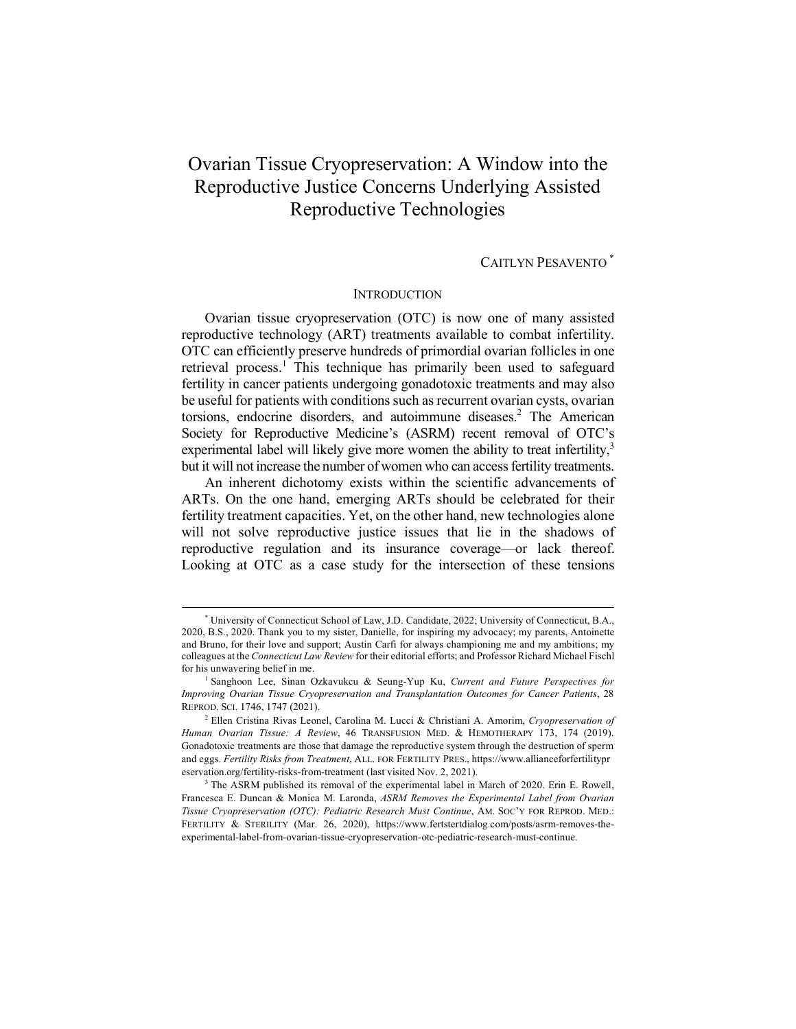# Ovarian Tissue Cryopreservation: A Window into the Reproductive Justice Concerns Underlying Assisted Reproductive Technologies

CAITLYN PESAVENTO [*]

## INTRODUCTION

Ovarian tissue cryopreservation (OTC) is now one of many assisted reproductive technology (ART) treatments available to combat infertility. OTC can efficiently preserve hundreds of primordial ovarian follicles in one retrieval process.[1] This technique has primarily been used to safeguard fertility in cancer patients undergoing gonadotoxic treatments and may also be useful for patients with conditions such as recurrent ovarian cysts, ovarian torsions, endocrine disorders, and autoimmune diseases.[2] The American Society for Reproductive Medicine's (ASRM) recent removal of OTC's experimental label will likely give more women the ability to treat infertility,[3] but it will not increase the number of women who can access fertility treatments.

An inherent dichotomy exists within the scientific advancements of ARTs. On the one hand, emerging ARTs should be celebrated for their fertility treatment capacities. Yet, on the other hand, new technologies alone will not solve reproductive justice issues that lie in the shadows of reproductive regulation and its insurance coverage—or lack thereof. Looking at OTC as a case study for the intersection of these tensions

---

[*] University of Connecticut School of Law, J.D. Candidate, 2022; University of Connecticut, B.A., 2020, B.S., 2020. Thank you to my sister, Danielle, for inspiring my advocacy; my parents, Antoinette and Bruno, for their love and support; Austin Carfi for always championing me and my ambitions; my colleagues at the *Connecticut Law Review* for their editorial efforts; and Professor Richard Michael Fischl for his unwavering belief in me.

[1] Sanghoon Lee, Sinan Ozkavukcu & Seung-Yup Ku, *Current and Future Perspectives for Improving Ovarian Tissue Cryopreservation and Transplantation Outcomes for Cancer Patients*, 28 REPROD. SCI. 1746, 1747 (2021).

[2] Ellen Cristina Rivas Leonel, Carolina M. Lucci & Christiani A. Amorim, *Cryopreservation of Human Ovarian Tissue: A Review*, 46 TRANSFUSION MED. & HEMOTHERAPY 173, 174 (2019). Gonadotoxic treatments are those that damage the reproductive system through the destruction of sperm and eggs. *Fertility Risks from Treatment*, ALL. FOR FERTILITY PRES., https://www.allianceforfertilitypreservation.org/fertility-risks-from-treatment (last visited Nov. 2, 2021).

[3] The ASRM published its removal of the experimental label in March of 2020. Erin E. Rowell, Francesca E. Duncan & Monica M. Laronda, *ASRM Removes the Experimental Label from Ovarian Tissue Cryopreservation (OTC): Pediatric Research Must Continue*, AM. SOC'Y FOR REPROD. MED.: FERTILITY & STERILITY (Mar. 26, 2020), https://www.fertstertdialog.com/posts/asrm-removes-the-experimental-label-from-ovarian-tissue-cryopreservation-otc-pediatric-research-must-continue.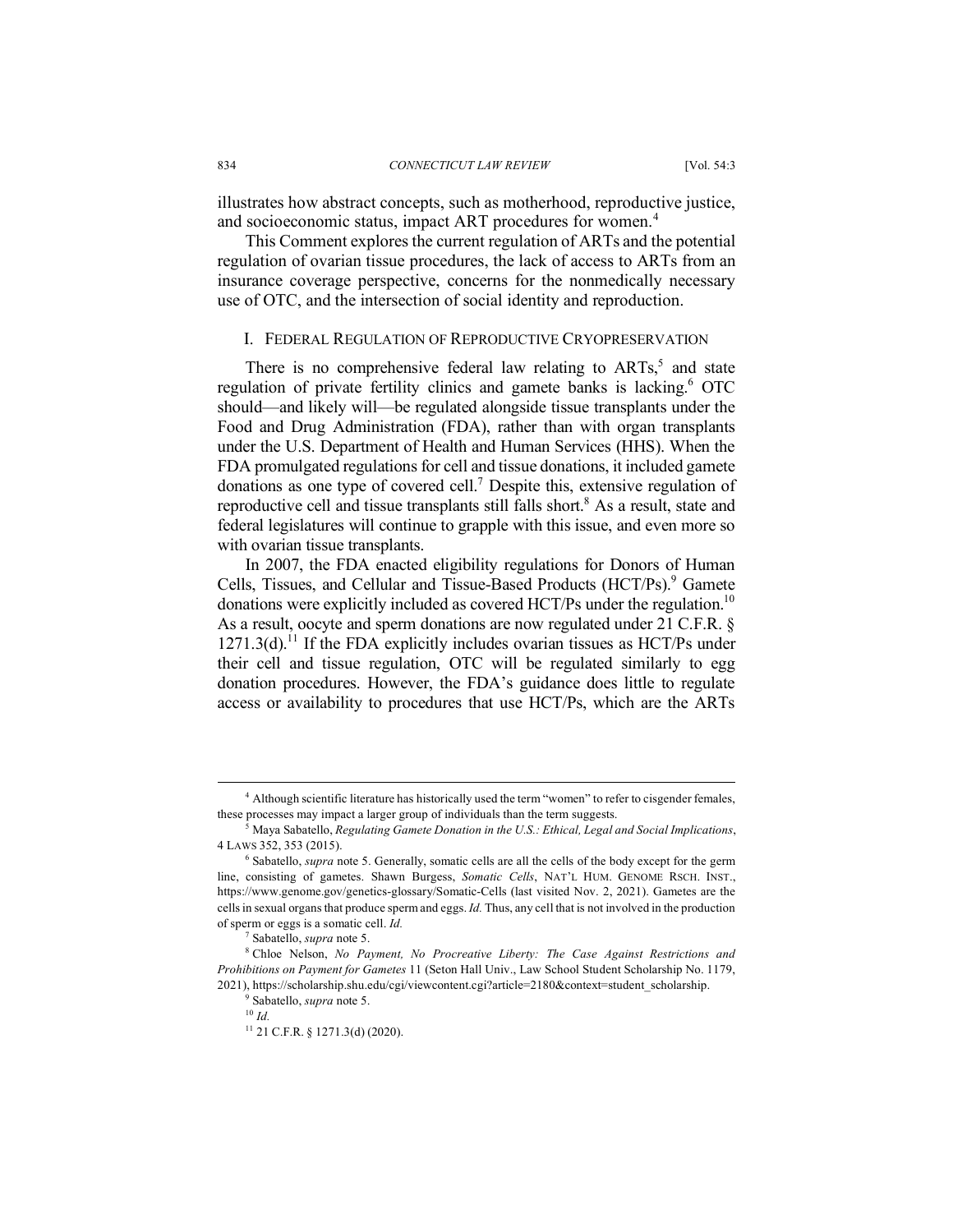illustrates how abstract concepts, such as motherhood, reproductive justice, and socioeconomic status, impact ART procedures for women.[4]

This Comment explores the current regulation of ARTs and the potential regulation of ovarian tissue procedures, the lack of access to ARTs from an insurance coverage perspective, concerns for the nonmedically necessary use of OTC, and the intersection of social identity and reproduction.

## I. FEDERAL REGULATION OF REPRODUCTIVE CRYOPRESERVATION

There is no comprehensive federal law relating to ARTs,[5] and state regulation of private fertility clinics and gamete banks is lacking.[6] OTC should—and likely will—be regulated alongside tissue transplants under the Food and Drug Administration (FDA), rather than with organ transplants under the U.S. Department of Health and Human Services (HHS). When the FDA promulgated regulations for cell and tissue donations, it included gamete donations as one type of covered cell.[7] Despite this, extensive regulation of reproductive cell and tissue transplants still falls short.[8] As a result, state and federal legislatures will continue to grapple with this issue, and even more so with ovarian tissue transplants.

In 2007, the FDA enacted eligibility regulations for Donors of Human Cells, Tissues, and Cellular and Tissue-Based Products (HCT/Ps).[9] Gamete donations were explicitly included as covered HCT/Ps under the regulation.[10] As a result, oocyte and sperm donations are now regulated under 21 C.F.R. § 1271.3(d).[11] If the FDA explicitly includes ovarian tissues as HCT/Ps under their cell and tissue regulation, OTC will be regulated similarly to egg donation procedures. However, the FDA's guidance does little to regulate access or availability to procedures that use HCT/Ps, which are the ARTs

---

[4] Although scientific literature has historically used the term "women" to refer to cisgender females, these processes may impact a larger group of individuals than the term suggests.

[5] Maya Sabatello, *Regulating Gamete Donation in the U.S.: Ethical, Legal and Social Implications*, 4 LAWS 352, 353 (2015).

[6] Sabatello, *supra* note 5. Generally, somatic cells are all the cells of the body except for the germ line, consisting of gametes. Shawn Burgess, *Somatic Cells*, NAT'L HUM. GENOME RSCH. INST., https://www.genome.gov/genetics-glossary/Somatic-Cells (last visited Nov. 2, 2021). Gametes are the cells in sexual organs that produce sperm and eggs. *Id.* Thus, any cell that is not involved in the production of sperm or eggs is a somatic cell. *Id.*

[7] Sabatello, *supra* note 5.

[8] Chloe Nelson, *No Payment, No Procreative Liberty: The Case Against Restrictions and Prohibitions on Payment for Gametes* 11 (Seton Hall Univ., Law School Student Scholarship No. 1179, 2021), https://scholarship.shu.edu/cgi/viewcontent.cgi?article=2180&context=student_scholarship.

[9] Sabatello, *supra* note 5.

[10] *Id.*

[11] 21 C.F.R. § 1271.3(d) (2020).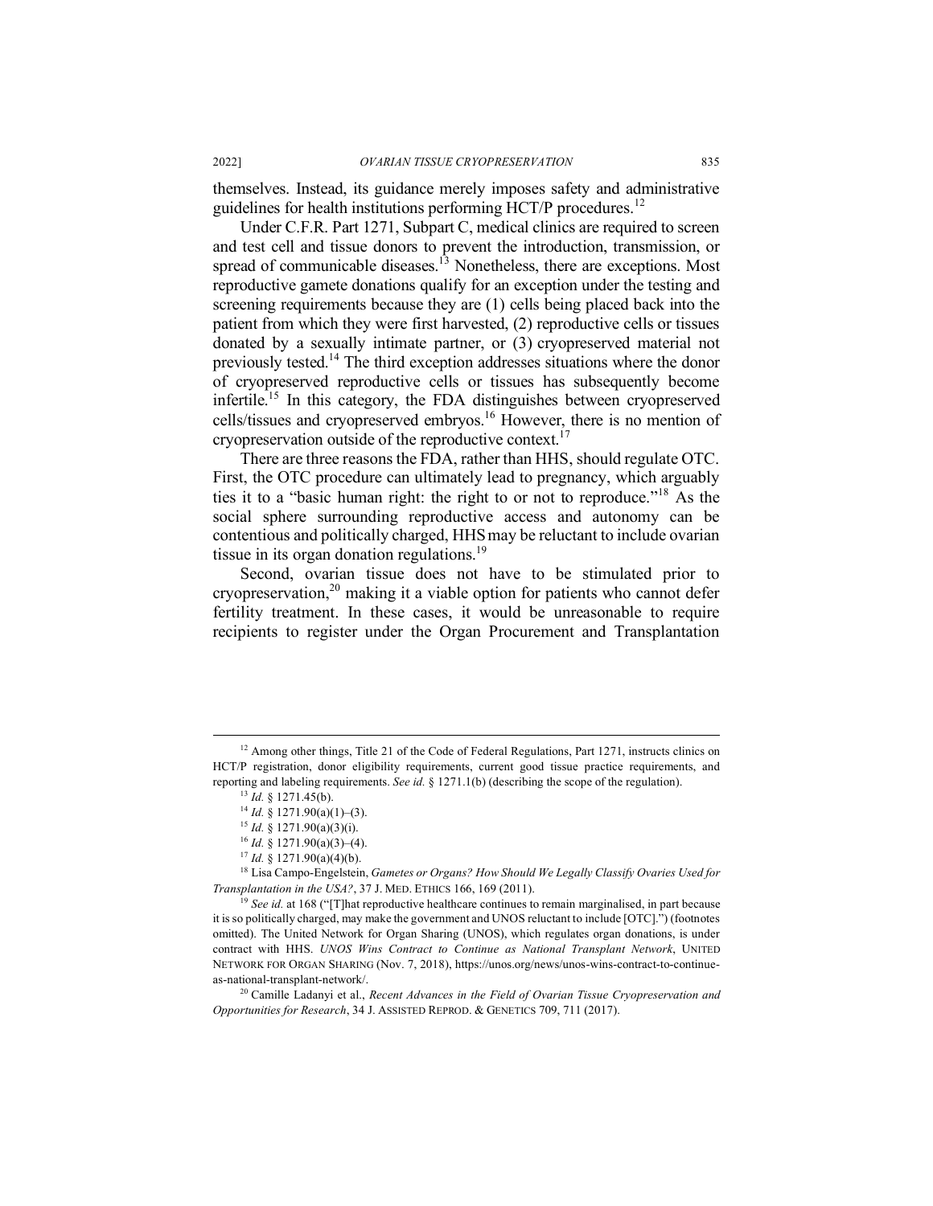themselves. Instead, its guidance merely imposes safety and administrative guidelines for health institutions performing HCT/P procedures.[12]

Under C.F.R. Part 1271, Subpart C, medical clinics are required to screen and test cell and tissue donors to prevent the introduction, transmission, or spread of communicable diseases.[13] Nonetheless, there are exceptions. Most reproductive gamete donations qualify for an exception under the testing and screening requirements because they are (1) cells being placed back into the patient from which they were first harvested, (2) reproductive cells or tissues donated by a sexually intimate partner, or (3) cryopreserved material not previously tested.[14] The third exception addresses situations where the donor of cryopreserved reproductive cells or tissues has subsequently become infertile.[15] In this category, the FDA distinguishes between cryopreserved cells/tissues and cryopreserved embryos.[16] However, there is no mention of cryopreservation outside of the reproductive context.[17]

There are three reasons the FDA, rather than HHS, should regulate OTC. First, the OTC procedure can ultimately lead to pregnancy, which arguably ties it to a "basic human right: the right to or not to reproduce."[18] As the social sphere surrounding reproductive access and autonomy can be contentious and politically charged, HHS may be reluctant to include ovarian tissue in its organ donation regulations.[19]

Second, ovarian tissue does not have to be stimulated prior to cryopreservation,[20] making it a viable option for patients who cannot defer fertility treatment. In these cases, it would be unreasonable to require recipients to register under the Organ Procurement and Transplantation

---

[12] Among other things, Title 21 of the Code of Federal Regulations, Part 1271, instructs clinics on HCT/P registration, donor eligibility requirements, current good tissue practice requirements, and reporting and labeling requirements. *See id.* § 1271.1(b) (describing the scope of the regulation).

[13] *Id.* § 1271.45(b).

[14] *Id.* § 1271.90(a)(1)–(3).

[15] *Id.* § 1271.90(a)(3)(i).

[16] *Id.* § 1271.90(a)(3)–(4).

[17] *Id.* § 1271.90(a)(4)(b).

[18] Lisa Campo-Engelstein, *Gametes or Organs? How Should We Legally Classify Ovaries Used for Transplantation in the USA?*, 37 J. MED. ETHICS 166, 169 (2011).

[19] *See id.* at 168 ("[T]hat reproductive healthcare continues to remain marginalised, in part because it is so politically charged, may make the government and UNOS reluctant to include [OTC].") (footnotes omitted). The United Network for Organ Sharing (UNOS), which regulates organ donations, is under contract with HHS. *UNOS Wins Contract to Continue as National Transplant Network*, UNITED NETWORK FOR ORGAN SHARING (Nov. 7, 2018), https://unos.org/news/unos-wins-contract-to-continue-as-national-transplant-network/.

[20] Camille Ladanyi et al., *Recent Advances in the Field of Ovarian Tissue Cryopreservation and Opportunities for Research*, 34 J. ASSISTED REPROD. & GENETICS 709, 711 (2017).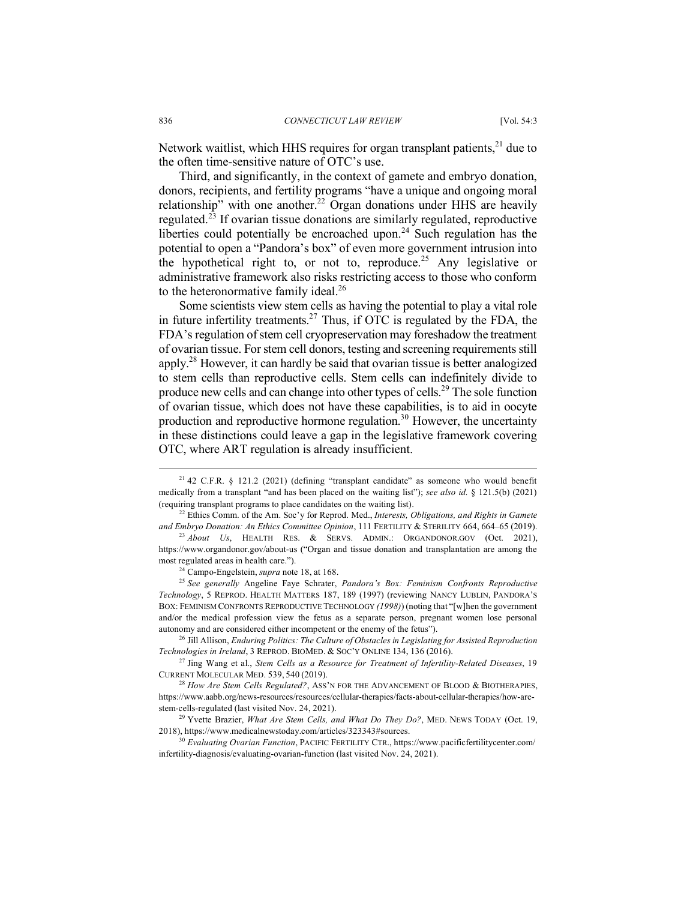Network waitlist, which HHS requires for organ transplant patients,[21] due to the often time-sensitive nature of OTC's use.

Third, and significantly, in the context of gamete and embryo donation, donors, recipients, and fertility programs "have a unique and ongoing moral relationship" with one another.[22] Organ donations under HHS are heavily regulated.[23] If ovarian tissue donations are similarly regulated, reproductive liberties could potentially be encroached upon.[24] Such regulation has the potential to open a "Pandora's box" of even more government intrusion into the hypothetical right to, or not to, reproduce.[25] Any legislative or administrative framework also risks restricting access to those who conform to the heteronormative family ideal.[26]

Some scientists view stem cells as having the potential to play a vital role in future infertility treatments.[27] Thus, if OTC is regulated by the FDA, the FDA's regulation of stem cell cryopreservation may foreshadow the treatment of ovarian tissue. For stem cell donors, testing and screening requirements still apply.[28] However, it can hardly be said that ovarian tissue is better analogized to stem cells than reproductive cells. Stem cells can indefinitely divide to produce new cells and can change into other types of cells.[29] The sole function of ovarian tissue, which does not have these capabilities, is to aid in oocyte production and reproductive hormone regulation.[30] However, the uncertainty in these distinctions could leave a gap in the legislative framework covering OTC, where ART regulation is already insufficient.

---

[21] 42 C.F.R. § 121.2 (2021) (defining "transplant candidate" as someone who would benefit medically from a transplant "and has been placed on the waiting list"); *see also id.* § 121.5(b) (2021) (requiring transplant programs to place candidates on the waiting list).

[22] Ethics Comm. of the Am. Soc'y for Reprod. Med., *Interests, Obligations, and Rights in Gamete and Embryo Donation: An Ethics Committee Opinion*, 111 FERTILITY & STERILITY 664, 664–65 (2019).

[23] *About Us*, HEALTH RES. & SERVS. ADMIN.: ORGANDONOR.GOV (Oct. 2021), https://www.organdonor.gov/about-us ("Organ and tissue donation and transplantation are among the most regulated areas in health care.").

[24] Campo-Engelstein, *supra* note 18, at 168.

[25] *See generally* Angeline Faye Schrater, *Pandora's Box: Feminism Confronts Reproductive Technology*, 5 REPROD. HEALTH MATTERS 187, 189 (1997) (reviewing NANCY LUBLIN, PANDORA'S BOX: FEMINISM CONFRONTS REPRODUCTIVE TECHNOLOGY *(1998)*) (noting that "[w]hen the government and/or the medical profession view the fetus as a separate person, pregnant women lose personal autonomy and are considered either incompetent or the enemy of the fetus").

[26] Jill Allison, *Enduring Politics: The Culture of Obstacles in Legislating for Assisted Reproduction Technologies in Ireland*, 3 REPROD. BIOMED. & SOC'Y ONLINE 134, 136 (2016).

[27] Jing Wang et al., *Stem Cells as a Resource for Treatment of Infertility-Related Diseases*, 19 CURRENT MOLECULAR MED. 539, 540 (2019).

[28] *How Are Stem Cells Regulated?*, ASS'N FOR THE ADVANCEMENT OF BLOOD & BIOTHERAPIES, https://www.aabb.org/news-resources/resources/cellular-therapies/facts-about-cellular-therapies/how-are-stem-cells-regulated (last visited Nov. 24, 2021).

[29] Yvette Brazier, *What Are Stem Cells, and What Do They Do?*, MED. NEWS TODAY (Oct. 19, 2018), https://www.medicalnewstoday.com/articles/323343#sources.

[30] *Evaluating Ovarian Function*, PACIFIC FERTILITY CTR., https://www.pacificfertilitycenter.com/infertility-diagnosis/evaluating-ovarian-function (last visited Nov. 24, 2021).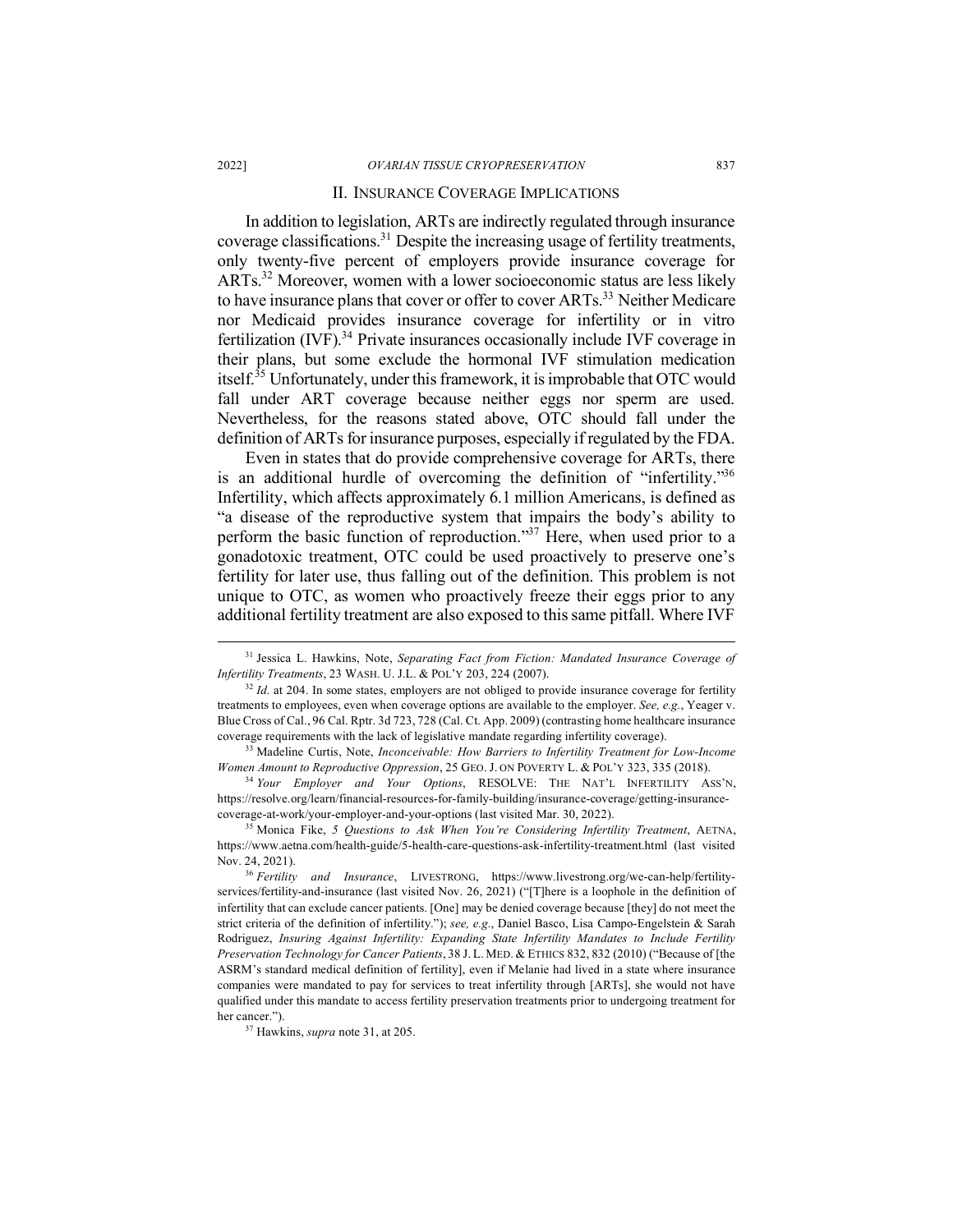## II. INSURANCE COVERAGE IMPLICATIONS

In addition to legislation, ARTs are indirectly regulated through insurance coverage classifications.[31] Despite the increasing usage of fertility treatments, only twenty-five percent of employers provide insurance coverage for ARTs.[32] Moreover, women with a lower socioeconomic status are less likely to have insurance plans that cover or offer to cover ARTs.[33] Neither Medicare nor Medicaid provides insurance coverage for infertility or in vitro fertilization (IVF).[34] Private insurances occasionally include IVF coverage in their plans, but some exclude the hormonal IVF stimulation medication itself.[35] Unfortunately, under this framework, it is improbable that OTC would fall under ART coverage because neither eggs nor sperm are used. Nevertheless, for the reasons stated above, OTC should fall under the definition of ARTs for insurance purposes, especially if regulated by the FDA.

Even in states that do provide comprehensive coverage for ARTs, there is an additional hurdle of overcoming the definition of "infertility."[36] Infertility, which affects approximately 6.1 million Americans, is defined as "a disease of the reproductive system that impairs the body's ability to perform the basic function of reproduction."[37] Here, when used prior to a gonadotoxic treatment, OTC could be used proactively to preserve one's fertility for later use, thus falling out of the definition. This problem is not unique to OTC, as women who proactively freeze their eggs prior to any additional fertility treatment are also exposed to this same pitfall. Where IVF

---

[31] Jessica L. Hawkins, Note, *Separating Fact from Fiction: Mandated Insurance Coverage of Infertility Treatments*, 23 WASH. U. J.L. & POL'Y 203, 224 (2007).

[32] *Id.* at 204. In some states, employers are not obliged to provide insurance coverage for fertility treatments to employees, even when coverage options are available to the employer. *See, e.g.*, Yeager v. Blue Cross of Cal., 96 Cal. Rptr. 3d 723, 728 (Cal. Ct. App. 2009) (contrasting home healthcare insurance coverage requirements with the lack of legislative mandate regarding infertility coverage).

[33] Madeline Curtis, Note, *Inconceivable: How Barriers to Infertility Treatment for Low-Income Women Amount to Reproductive Oppression*, 25 GEO. J. ON POVERTY L. & POL'Y 323, 335 (2018).

[34] *Your Employer and Your Options*, RESOLVE: THE NAT'L INFERTILITY ASS'N, https://resolve.org/learn/financial-resources-for-family-building/insurance-coverage/getting-insurance-coverage-at-work/your-employer-and-your-options (last visited Mar. 30, 2022).

[35] Monica Fike, *5 Questions to Ask When You're Considering Infertility Treatment*, AETNA, https://www.aetna.com/health-guide/5-health-care-questions-ask-infertility-treatment.html (last visited Nov. 24, 2021).

[36] *Fertility and Insurance*, LIVESTRONG, https://www.livestrong.org/we-can-help/fertility-services/fertility-and-insurance (last visited Nov. 26, 2021) ("[T]here is a loophole in the definition of infertility that can exclude cancer patients. [One] may be denied coverage because [they] do not meet the strict criteria of the definition of infertility."); *see, e.g.*, Daniel Basco, Lisa Campo-Engelstein & Sarah Rodriguez, *Insuring Against Infertility: Expanding State Infertility Mandates to Include Fertility Preservation Technology for Cancer Patients*, 38 J. L. MED. & ETHICS 832, 832 (2010) ("Because of [the ASRM's standard medical definition of fertility], even if Melanie had lived in a state where insurance companies were mandated to pay for services to treat infertility through [ARTs], she would not have qualified under this mandate to access fertility preservation treatments prior to undergoing treatment for her cancer.").

[37] Hawkins, *supra* note 31, at 205.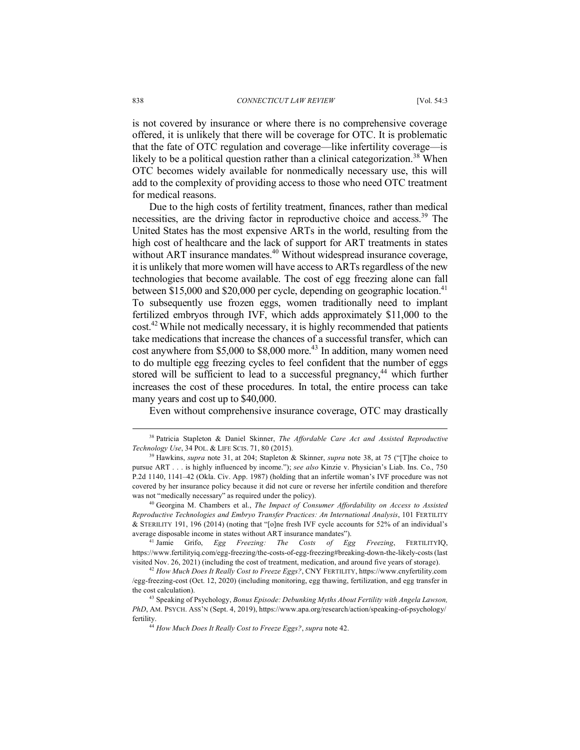is not covered by insurance or where there is no comprehensive coverage offered, it is unlikely that there will be coverage for OTC. It is problematic that the fate of OTC regulation and coverage—like infertility coverage—is likely to be a political question rather than a clinical categorization.[38] When OTC becomes widely available for nonmedically necessary use, this will add to the complexity of providing access to those who need OTC treatment for medical reasons.

Due to the high costs of fertility treatment, finances, rather than medical necessities, are the driving factor in reproductive choice and access.[39] The United States has the most expensive ARTs in the world, resulting from the high cost of healthcare and the lack of support for ART treatments in states without ART insurance mandates.[40] Without widespread insurance coverage, it is unlikely that more women will have access to ARTs regardless of the new technologies that become available. The cost of egg freezing alone can fall between $15,000 and $20,000 per cycle, depending on geographic location.[41] To subsequently use frozen eggs, women traditionally need to implant fertilized embryos through IVF, which adds approximately $11,000 to the cost.[42] While not medically necessary, it is highly recommended that patients take medications that increase the chances of a successful transfer, which can cost anywhere from $5,000 to $8,000 more.[43] In addition, many women need to do multiple egg freezing cycles to feel confident that the number of eggs stored will be sufficient to lead to a successful pregnancy,[44] which further increases the cost of these procedures. In total, the entire process can take many years and cost up to $40,000.

Even without comprehensive insurance coverage, OTC may drastically

---

[38] Patricia Stapleton & Daniel Skinner, *The Affordable Care Act and Assisted Reproductive Technology Use*, 34 POL. & LIFE SCIS. 71, 80 (2015).

[39] Hawkins, *supra* note 31, at 204; Stapleton & Skinner, *supra* note 38, at 75 ("[T]he choice to pursue ART . . . is highly influenced by income."); *see also* Kinzie v. Physician's Liab. Ins. Co., 750 P.2d 1140, 1141–42 (Okla. Civ. App. 1987) (holding that an infertile woman's IVF procedure was not covered by her insurance policy because it did not cure or reverse her infertile condition and therefore was not "medically necessary" as required under the policy).

[40] Georgina M. Chambers et al., *The Impact of Consumer Affordability on Access to Assisted Reproductive Technologies and Embryo Transfer Practices: An International Analysis*, 101 FERTILITY & STERILITY 191, 196 (2014) (noting that "[o]ne fresh IVF cycle accounts for 52% of an individual's average disposable income in states without ART insurance mandates").

[41] Jamie Grifo, *Egg Freezing: The Costs of Egg Freezing*, FERTILITYIQ, https://www.fertilityiq.com/egg-freezing/the-costs-of-egg-freezing#breaking-down-the-likely-costs (last visited Nov. 26, 2021) (including the cost of treatment, medication, and around five years of storage).

[42] *How Much Does It Really Cost to Freeze Eggs?*, CNY FERTILITY, https://www.cnyfertility.com/egg-freezing-cost (Oct. 12, 2020) (including monitoring, egg thawing, fertilization, and egg transfer in the cost calculation).

[43] Speaking of Psychology, *Bonus Episode: Debunking Myths About Fertility with Angela Lawson, PhD*, AM. PSYCH. ASS'N (Sept. 4, 2019), https://www.apa.org/research/action/speaking-of-psychology/fertility.

[44] *How Much Does It Really Cost to Freeze Eggs?*, *supra* note 42.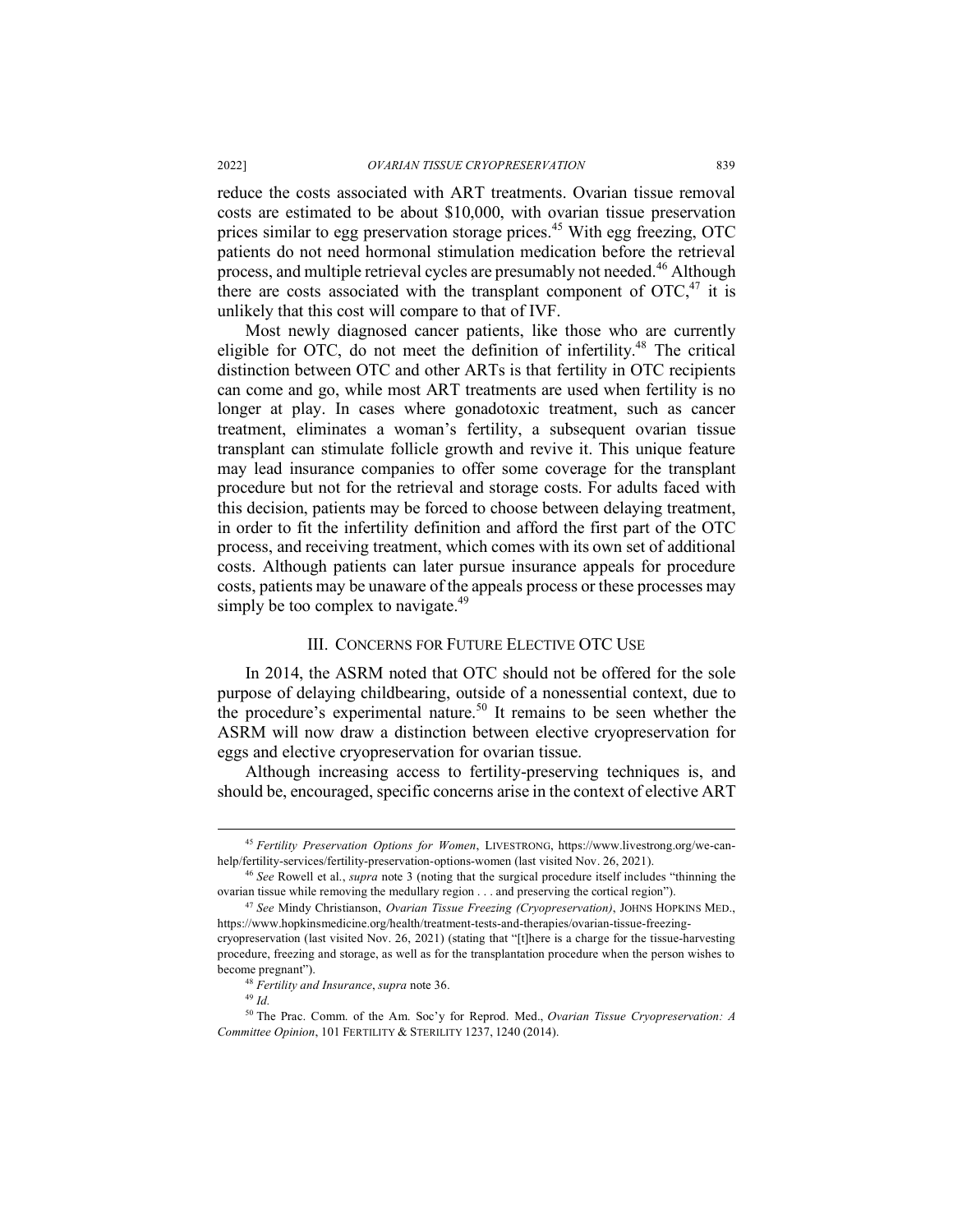reduce the costs associated with ART treatments. Ovarian tissue removal costs are estimated to be about $10,000, with ovarian tissue preservation prices similar to egg preservation storage prices.[45] With egg freezing, OTC patients do not need hormonal stimulation medication before the retrieval process, and multiple retrieval cycles are presumably not needed.[46] Although there are costs associated with the transplant component of OTC,[47] it is unlikely that this cost will compare to that of IVF.

Most newly diagnosed cancer patients, like those who are currently eligible for OTC, do not meet the definition of infertility.[48] The critical distinction between OTC and other ARTs is that fertility in OTC recipients can come and go, while most ART treatments are used when fertility is no longer at play. In cases where gonadotoxic treatment, such as cancer treatment, eliminates a woman's fertility, a subsequent ovarian tissue transplant can stimulate follicle growth and revive it. This unique feature may lead insurance companies to offer some coverage for the transplant procedure but not for the retrieval and storage costs. For adults faced with this decision, patients may be forced to choose between delaying treatment, in order to fit the infertility definition and afford the first part of the OTC process, and receiving treatment, which comes with its own set of additional costs. Although patients can later pursue insurance appeals for procedure costs, patients may be unaware of the appeals process or these processes may simply be too complex to navigate.[49]

## III. Concerns for Future Elective OTC Use

In 2014, the ASRM noted that OTC should not be offered for the sole purpose of delaying childbearing, outside of a nonessential context, due to the procedure's experimental nature.[50] It remains to be seen whether the ASRM will now draw a distinction between elective cryopreservation for eggs and elective cryopreservation for ovarian tissue.

Although increasing access to fertility-preserving techniques is, and should be, encouraged, specific concerns arise in the context of elective ART

---

[45] *Fertility Preservation Options for Women*, LIVESTRONG, https://www.livestrong.org/we-can-help/fertility-services/fertility-preservation-options-women (last visited Nov. 26, 2021).

[46] *See* Rowell et al., *supra* note 3 (noting that the surgical procedure itself includes "thinning the ovarian tissue while removing the medullary region . . . and preserving the cortical region").

[47] *See* Mindy Christianson, *Ovarian Tissue Freezing (Cryopreservation)*, JOHNS HOPKINS MED., https://www.hopkinsmedicine.org/health/treatment-tests-and-therapies/ovarian-tissue-freezing-cryopreservation (last visited Nov. 26, 2021) (stating that "[t]here is a charge for the tissue-harvesting procedure, freezing and storage, as well as for the transplantation procedure when the person wishes to become pregnant").

[48] *Fertility and Insurance*, *supra* note 36.

[49] *Id.*

[50] The Prac. Comm. of the Am. Soc'y for Reprod. Med., *Ovarian Tissue Cryopreservation: A Committee Opinion*, 101 FERTILITY & STERILITY 1237, 1240 (2014).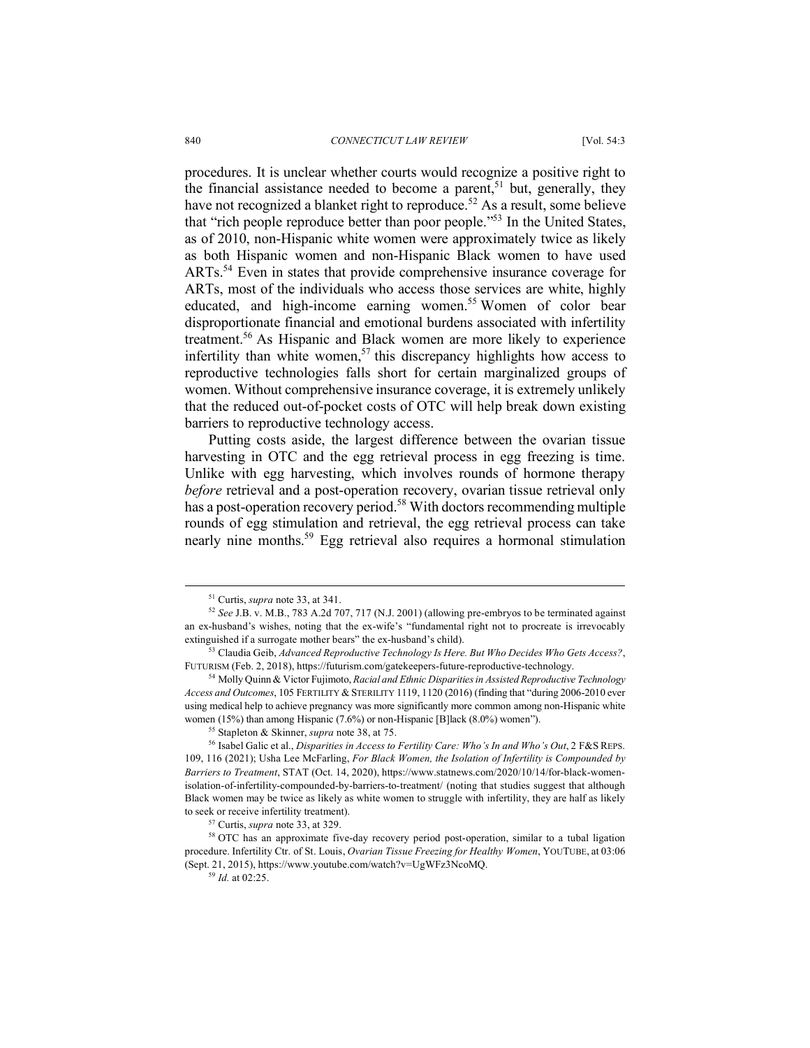procedures. It is unclear whether courts would recognize a positive right to the financial assistance needed to become a parent,[51] but, generally, they have not recognized a blanket right to reproduce.[52] As a result, some believe that "rich people reproduce better than poor people."[53] In the United States, as of 2010, non-Hispanic white women were approximately twice as likely as both Hispanic women and non-Hispanic Black women to have used ARTs.[54] Even in states that provide comprehensive insurance coverage for ARTs, most of the individuals who access those services are white, highly educated, and high-income earning women.[55] Women of color bear disproportionate financial and emotional burdens associated with infertility treatment.[56] As Hispanic and Black women are more likely to experience infertility than white women,[57] this discrepancy highlights how access to reproductive technologies falls short for certain marginalized groups of women. Without comprehensive insurance coverage, it is extremely unlikely that the reduced out-of-pocket costs of OTC will help break down existing barriers to reproductive technology access.

Putting costs aside, the largest difference between the ovarian tissue harvesting in OTC and the egg retrieval process in egg freezing is time. Unlike with egg harvesting, which involves rounds of hormone therapy *before* retrieval and a post-operation recovery, ovarian tissue retrieval only has a post-operation recovery period.[58] With doctors recommending multiple rounds of egg stimulation and retrieval, the egg retrieval process can take nearly nine months.[59] Egg retrieval also requires a hormonal stimulation

---

[51] Curtis, *supra* note 33, at 341.

[52] *See* J.B. v. M.B., 783 A.2d 707, 717 (N.J. 2001) (allowing pre-embryos to be terminated against an ex-husband's wishes, noting that the ex-wife's "fundamental right not to procreate is irrevocably extinguished if a surrogate mother bears" the ex-husband's child).

[53] Claudia Geib, *Advanced Reproductive Technology Is Here. But Who Decides Who Gets Access?*, FUTURISM (Feb. 2, 2018), https://futurism.com/gatekeepers-future-reproductive-technology.

[54] Molly Quinn & Victor Fujimoto, *Racial and Ethnic Disparities in Assisted Reproductive Technology Access and Outcomes*, 105 FERTILITY & STERILITY 1119, 1120 (2016) (finding that "during 2006-2010 ever using medical help to achieve pregnancy was more significantly more common among non-Hispanic white women (15%) than among Hispanic (7.6%) or non-Hispanic [B]lack (8.0%) women").

[55] Stapleton & Skinner, *supra* note 38, at 75.

[56] Isabel Galic et al., *Disparities in Access to Fertility Care: Who's In and Who's Out*, 2 F&S REPS. 109, 116 (2021); Usha Lee McFarling, *For Black Women, the Isolation of Infertility is Compounded by Barriers to Treatment*, STAT (Oct. 14, 2020), https://www.statnews.com/2020/10/14/for-black-women-isolation-of-infertility-compounded-by-barriers-to-treatment/ (noting that studies suggest that although Black women may be twice as likely as white women to struggle with infertility, they are half as likely to seek or receive infertility treatment).

[57] Curtis, *supra* note 33, at 329.

[58] OTC has an approximate five-day recovery period post-operation, similar to a tubal ligation procedure. Infertility Ctr. of St. Louis, *Ovarian Tissue Freezing for Healthy Women*, YOUTUBE, at 03:06 (Sept. 21, 2015), https://www.youtube.com/watch?v=UgWFz3NcoMQ.

[59] *Id.* at 02:25.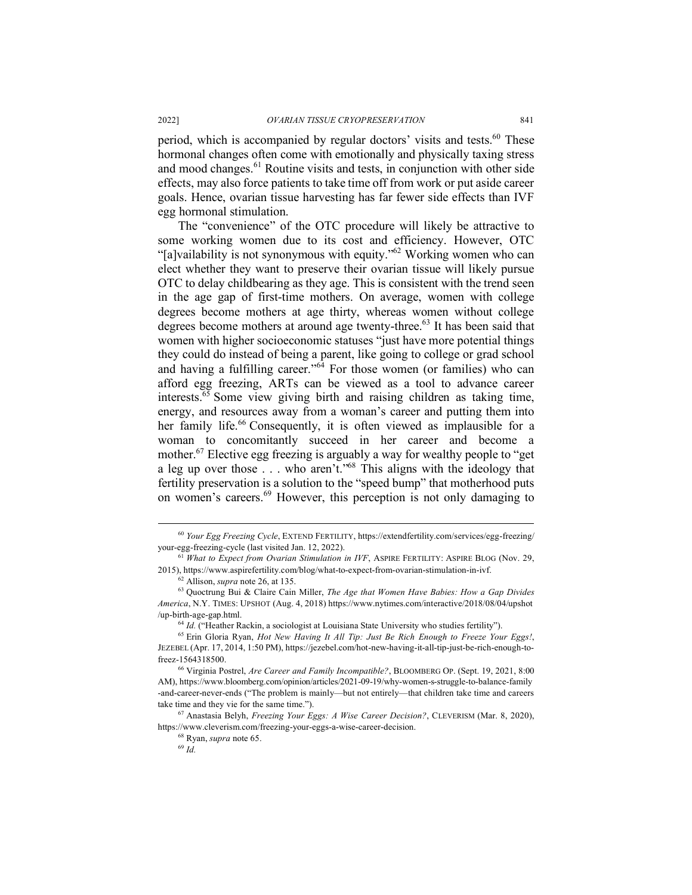period, which is accompanied by regular doctors' visits and tests.[60] These hormonal changes often come with emotionally and physically taxing stress and mood changes.[61] Routine visits and tests, in conjunction with other side effects, may also force patients to take time off from work or put aside career goals. Hence, ovarian tissue harvesting has far fewer side effects than IVF egg hormonal stimulation.

The "convenience" of the OTC procedure will likely be attractive to some working women due to its cost and efficiency. However, OTC "[a]vailability is not synonymous with equity."[62] Working women who can elect whether they want to preserve their ovarian tissue will likely pursue OTC to delay childbearing as they age. This is consistent with the trend seen in the age gap of first-time mothers. On average, women with college degrees become mothers at age thirty, whereas women without college degrees become mothers at around age twenty-three.[63] It has been said that women with higher socioeconomic statuses "just have more potential things they could do instead of being a parent, like going to college or grad school and having a fulfilling career."[64] For those women (or families) who can afford egg freezing, ARTs can be viewed as a tool to advance career interests.[65] Some view giving birth and raising children as taking time, energy, and resources away from a woman's career and putting them into her family life.[66] Consequently, it is often viewed as implausible for a woman to concomitantly succeed in her career and become a mother.[67] Elective egg freezing is arguably a way for wealthy people to "get a leg up over those . . . who aren't."[68] This aligns with the ideology that fertility preservation is a solution to the "speed bump" that motherhood puts on women's careers.[69] However, this perception is not only damaging to

---

[60] *Your Egg Freezing Cycle*, EXTEND FERTILITY, https://extendfertility.com/services/egg-freezing/your-egg-freezing-cycle (last visited Jan. 12, 2022).

[61] *What to Expect from Ovarian Stimulation in IVF*, ASPIRE FERTILITY: ASPIRE BLOG (Nov. 29, 2015), https://www.aspirefertility.com/blog/what-to-expect-from-ovarian-stimulation-in-ivf.

[62] Allison, *supra* note 26, at 135.

[63] Quoctrung Bui & Claire Cain Miller, *The Age that Women Have Babies: How a Gap Divides America*, N.Y. TIMES: UPSHOT (Aug. 4, 2018) https://www.nytimes.com/interactive/2018/08/04/upshot/up-birth-age-gap.html.

[64] *Id.* ("Heather Rackin, a sociologist at Louisiana State University who studies fertility").

[65] Erin Gloria Ryan, *Hot New Having It All Tip: Just Be Rich Enough to Freeze Your Eggs!*, JEZEBEL (Apr. 17, 2014, 1:50 PM), https://jezebel.com/hot-new-having-it-all-tip-just-be-rich-enough-to-freez-1564318500.

[66] Virginia Postrel, *Are Career and Family Incompatible?*, BLOOMBERG OP. (Sept. 19, 2021, 8:00 AM), https://www.bloomberg.com/opinion/articles/2021-09-19/why-women-s-struggle-to-balance-family-and-career-never-ends ("The problem is mainly—but not entirely—that children take time and careers take time and they vie for the same time.").

[67] Anastasia Belyh, *Freezing Your Eggs: A Wise Career Decision?*, CLEVERISM (Mar. 8, 2020), https://www.cleverism.com/freezing-your-eggs-a-wise-career-decision.

[68] Ryan, *supra* note 65.

[69] *Id.*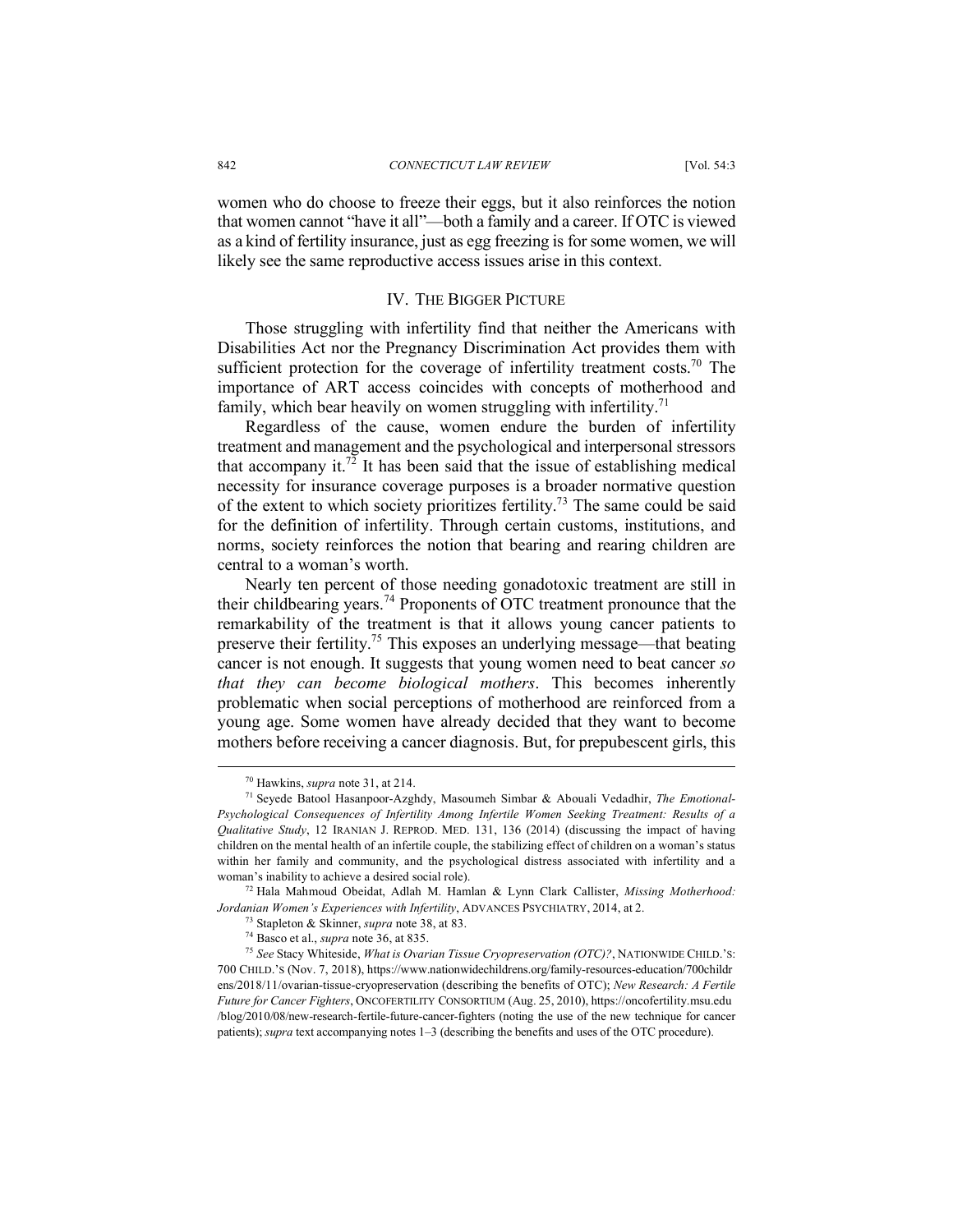women who do choose to freeze their eggs, but it also reinforces the notion that women cannot "have it all"—both a family and a career. If OTC is viewed as a kind of fertility insurance, just as egg freezing is for some women, we will likely see the same reproductive access issues arise in this context.

## IV. THE BIGGER PICTURE

Those struggling with infertility find that neither the Americans with Disabilities Act nor the Pregnancy Discrimination Act provides them with sufficient protection for the coverage of infertility treatment costs.[70] The importance of ART access coincides with concepts of motherhood and family, which bear heavily on women struggling with infertility.[71]

Regardless of the cause, women endure the burden of infertility treatment and management and the psychological and interpersonal stressors that accompany it.[72] It has been said that the issue of establishing medical necessity for insurance coverage purposes is a broader normative question of the extent to which society prioritizes fertility.[73] The same could be said for the definition of infertility. Through certain customs, institutions, and norms, society reinforces the notion that bearing and rearing children are central to a woman's worth.

Nearly ten percent of those needing gonadotoxic treatment are still in their childbearing years.[74] Proponents of OTC treatment pronounce that the remarkability of the treatment is that it allows young cancer patients to preserve their fertility.[75] This exposes an underlying message—that beating cancer is not enough. It suggests that young women need to beat cancer *so that they can become biological mothers*. This becomes inherently problematic when social perceptions of motherhood are reinforced from a young age. Some women have already decided that they want to become mothers before receiving a cancer diagnosis. But, for prepubescent girls, this

---

[70] Hawkins, *supra* note 31, at 214.

[71] Seyede Batool Hasanpoor-Azghdy, Masoumeh Simbar & Abouali Vedadhir, *The Emotional-Psychological Consequences of Infertility Among Infertile Women Seeking Treatment: Results of a Qualitative Study*, 12 IRANIAN J. REPROD. MED. 131, 136 (2014) (discussing the impact of having children on the mental health of an infertile couple, the stabilizing effect of children on a woman's status within her family and community, and the psychological distress associated with infertility and a woman's inability to achieve a desired social role).

[72] Hala Mahmoud Obeidat, Adlah M. Hamlan & Lynn Clark Callister, *Missing Motherhood: Jordanian Women's Experiences with Infertility*, ADVANCES PSYCHIATRY, 2014, at 2.

[73] Stapleton & Skinner, *supra* note 38, at 83.

[74] Basco et al., *supra* note 36, at 835.

[75] *See* Stacy Whiteside, *What is Ovarian Tissue Cryopreservation (OTC)?*, NATIONWIDE CHILD.'S: 700 CHILD.'S (Nov. 7, 2018), https://www.nationwidechildrens.org/family-resources-education/700childrens/2018/11/ovarian-tissue-cryopreservation (describing the benefits of OTC); *New Research: A Fertile Future for Cancer Fighters*, ONCOFERTILITY CONSORTIUM (Aug. 25, 2010), https://oncofertility.msu.edu/blog/2010/08/new-research-fertile-future-cancer-fighters (noting the use of the new technique for cancer patients); *supra* text accompanying notes 1–3 (describing the benefits and uses of the OTC procedure).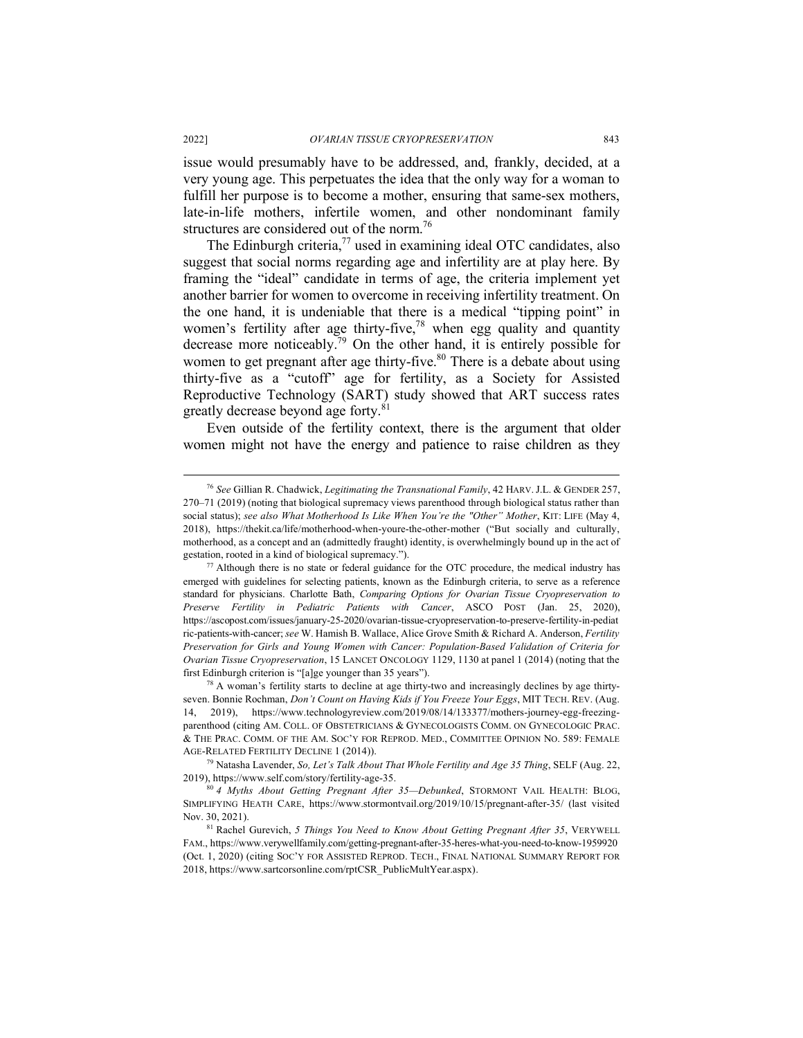issue would presumably have to be addressed, and, frankly, decided, at a very young age. This perpetuates the idea that the only way for a woman to fulfill her purpose is to become a mother, ensuring that same-sex mothers, late-in-life mothers, infertile women, and other nondominant family structures are considered out of the norm.[76]

The Edinburgh criteria,[77] used in examining ideal OTC candidates, also suggest that social norms regarding age and infertility are at play here. By framing the "ideal" candidate in terms of age, the criteria implement yet another barrier for women to overcome in receiving infertility treatment. On the one hand, it is undeniable that there is a medical "tipping point" in women's fertility after age thirty-five,[78] when egg quality and quantity decrease more noticeably.[79] On the other hand, it is entirely possible for women to get pregnant after age thirty-five.[80] There is a debate about using thirty-five as a "cutoff" age for fertility, as a Society for Assisted Reproductive Technology (SART) study showed that ART success rates greatly decrease beyond age forty.[81]

Even outside of the fertility context, there is the argument that older women might not have the energy and patience to raise children as they

---

[76] *See* Gillian R. Chadwick, *Legitimating the Transnational Family*, 42 HARV. J.L. & GENDER 257, 270–71 (2019) (noting that biological supremacy views parenthood through biological status rather than social status); *see also What Motherhood Is Like When You're the "Other" Mother*, KIT: LIFE (May 4, 2018), https://thekit.ca/life/motherhood-when-youre-the-other-mother ("But socially and culturally, motherhood, as a concept and an (admittedly fraught) identity, is overwhelmingly bound up in the act of gestation, rooted in a kind of biological supremacy.").

[77] Although there is no state or federal guidance for the OTC procedure, the medical industry has emerged with guidelines for selecting patients, known as the Edinburgh criteria, to serve as a reference standard for physicians. Charlotte Bath, *Comparing Options for Ovarian Tissue Cryopreservation to Preserve Fertility in Pediatric Patients with Cancer*, ASCO POST (Jan. 25, 2020), https://ascopost.com/issues/january-25-2020/ovarian-tissue-cryopreservation-to-preserve-fertility-in-pediatric-patients-with-cancer; *see* W. Hamish B. Wallace, Alice Grove Smith & Richard A. Anderson, *Fertility Preservation for Girls and Young Women with Cancer: Population-Based Validation of Criteria for Ovarian Tissue Cryopreservation*, 15 LANCET ONCOLOGY 1129, 1130 at panel 1 (2014) (noting that the first Edinburgh criterion is "[a]ge younger than 35 years").

[78] A woman's fertility starts to decline at age thirty-two and increasingly declines by age thirty-seven. Bonnie Rochman, *Don't Count on Having Kids if You Freeze Your Eggs*, MIT TECH. REV. (Aug. 14, 2019), https://www.technologyreview.com/2019/08/14/133377/mothers-journey-egg-freezing-parenthood (citing AM. COLL. OF OBSTETRICIANS & GYNECOLOGISTS COMM. ON GYNECOLOGIC PRAC. & THE PRAC. COMM. OF THE AM. SOC'Y FOR REPROD. MED., COMMITTEE OPINION NO. 589: FEMALE AGE-RELATED FERTILITY DECLINE 1 (2014)).

[79] Natasha Lavender, *So, Let's Talk About That Whole Fertility and Age 35 Thing*, SELF (Aug. 22, 2019), https://www.self.com/story/fertility-age-35.

[80] *4 Myths About Getting Pregnant After 35—Debunked*, STORMONT VAIL HEALTH: BLOG, SIMPLIFYING HEATH CARE, https://www.stormontvail.org/2019/10/15/pregnant-after-35/ (last visited Nov. 30, 2021).

[81] Rachel Gurevich, *5 Things You Need to Know About Getting Pregnant After 35*, VERYWELL FAM., https://www.verywellfamily.com/getting-pregnant-after-35-heres-what-you-need-to-know-1959920 (Oct. 1, 2020) (citing SOC'Y FOR ASSISTED REPROD. TECH., FINAL NATIONAL SUMMARY REPORT FOR 2018, https://www.sartcorsonline.com/rptCSR_PublicMultYear.aspx).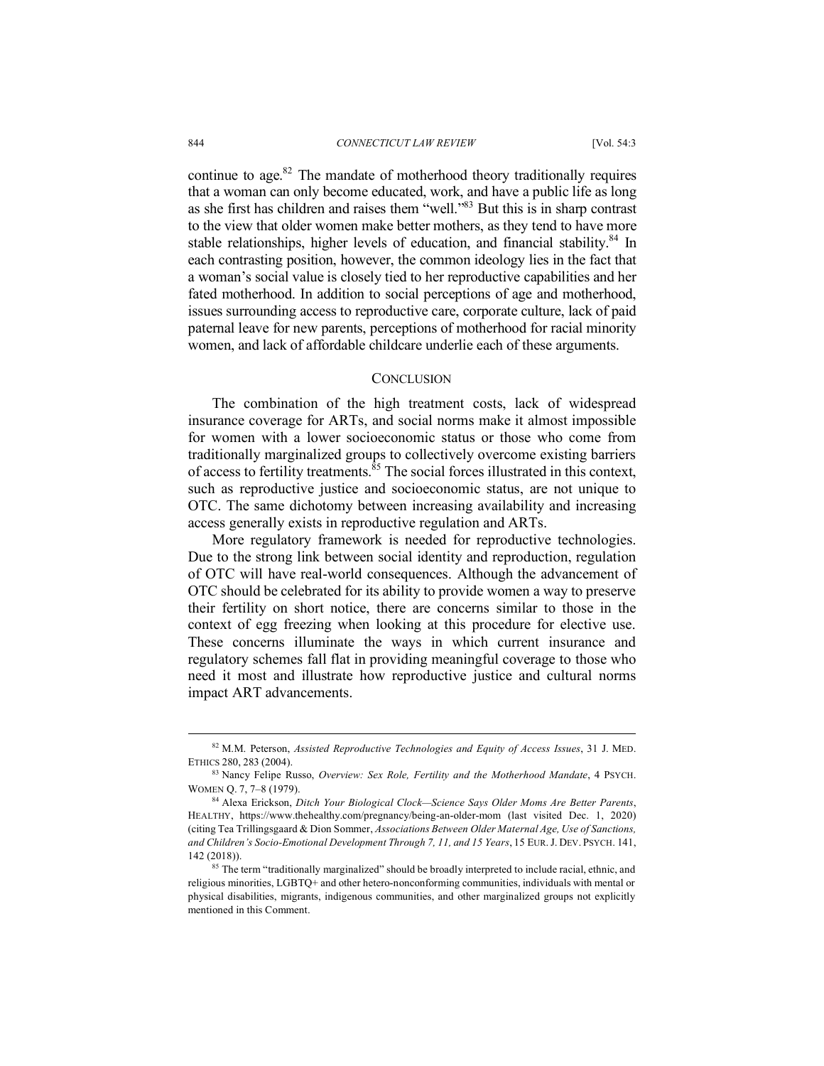continue to age.[82] The mandate of motherhood theory traditionally requires that a woman can only become educated, work, and have a public life as long as she first has children and raises them "well."[83] But this is in sharp contrast to the view that older women make better mothers, as they tend to have more stable relationships, higher levels of education, and financial stability.[84] In each contrasting position, however, the common ideology lies in the fact that a woman's social value is closely tied to her reproductive capabilities and her fated motherhood. In addition to social perceptions of age and motherhood, issues surrounding access to reproductive care, corporate culture, lack of paid paternal leave for new parents, perceptions of motherhood for racial minority women, and lack of affordable childcare underlie each of these arguments.

## CONCLUSION

The combination of the high treatment costs, lack of widespread insurance coverage for ARTs, and social norms make it almost impossible for women with a lower socioeconomic status or those who come from traditionally marginalized groups to collectively overcome existing barriers of access to fertility treatments.[85] The social forces illustrated in this context, such as reproductive justice and socioeconomic status, are not unique to OTC. The same dichotomy between increasing availability and increasing access generally exists in reproductive regulation and ARTs.

More regulatory framework is needed for reproductive technologies. Due to the strong link between social identity and reproduction, regulation of OTC will have real-world consequences. Although the advancement of OTC should be celebrated for its ability to provide women a way to preserve their fertility on short notice, there are concerns similar to those in the context of egg freezing when looking at this procedure for elective use. These concerns illuminate the ways in which current insurance and regulatory schemes fall flat in providing meaningful coverage to those who need it most and illustrate how reproductive justice and cultural norms impact ART advancements.

---

[82] M.M. Peterson, *Assisted Reproductive Technologies and Equity of Access Issues*, 31 J. MED. ETHICS 280, 283 (2004).

[83] Nancy Felipe Russo, *Overview: Sex Role, Fertility and the Motherhood Mandate*, 4 PSYCH. WOMEN Q. 7, 7–8 (1979).

[84] Alexa Erickson, *Ditch Your Biological Clock—Science Says Older Moms Are Better Parents*, HEALTHY, https://www.thehealthy.com/pregnancy/being-an-older-mom (last visited Dec. 1, 2020) (citing Tea Trillingsgaard & Dion Sommer, *Associations Between Older Maternal Age, Use of Sanctions, and Children's Socio-Emotional Development Through 7, 11, and 15 Years*, 15 EUR. J. DEV. PSYCH. 141, 142 (2018)).

[85] The term "traditionally marginalized" should be broadly interpreted to include racial, ethnic, and religious minorities, LGBTQ+ and other hetero-nonconforming communities, individuals with mental or physical disabilities, migrants, indigenous communities, and other marginalized groups not explicitly mentioned in this Comment.